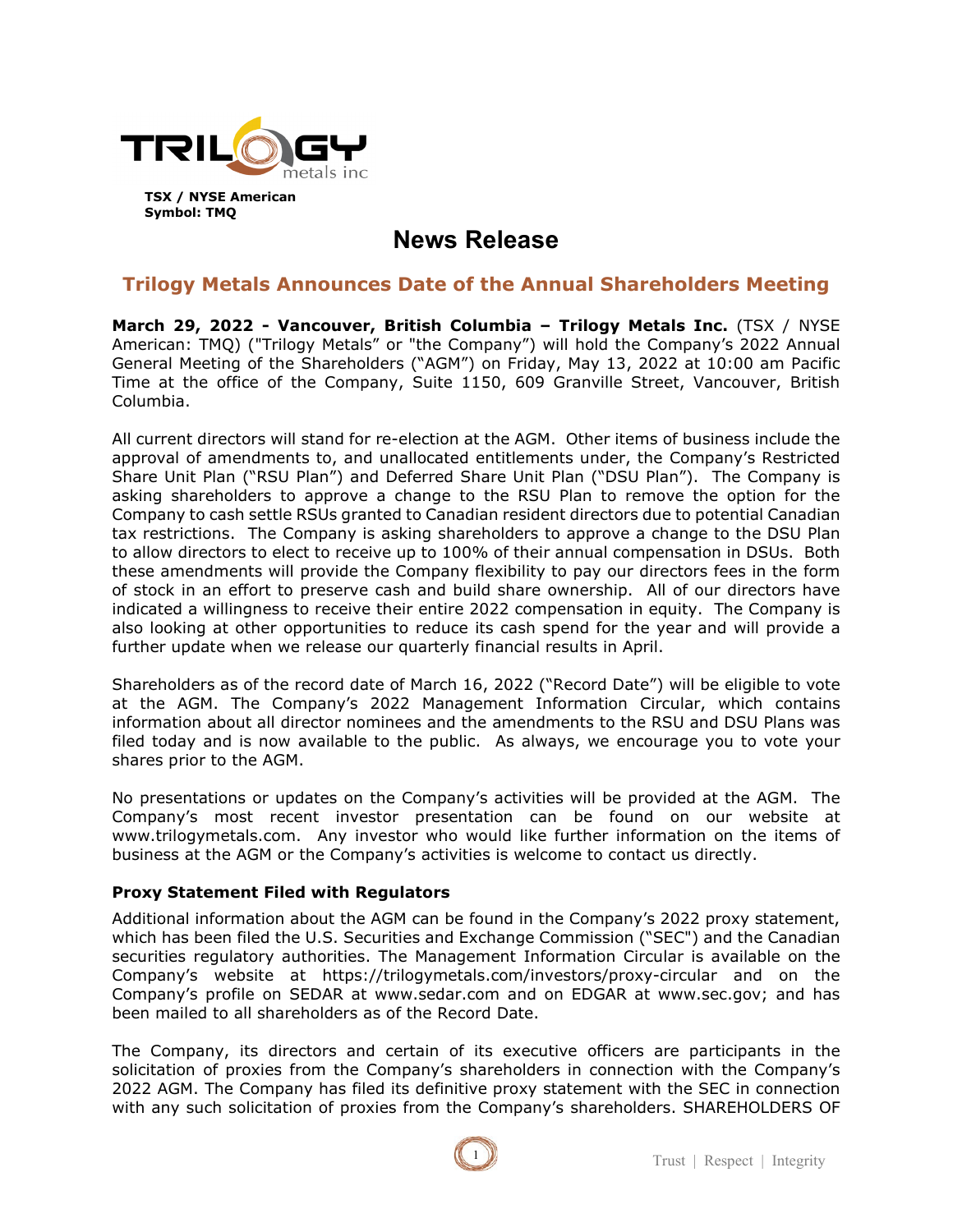TRILOGY metals inc

**TSX / NYSE American**
**Symbol: TMQ**

# News Release

## Trilogy Metals Announces Date of the Annual Shareholders Meeting

**March 29, 2022 - Vancouver, British Columbia – Trilogy Metals Inc.** (TSX / NYSE American: TMQ) ("Trilogy Metals" or "the Company") will hold the Company's 2022 Annual General Meeting of the Shareholders ("AGM") on Friday, May 13, 2022 at 10:00 am Pacific Time at the office of the Company, Suite 1150, 609 Granville Street, Vancouver, British Columbia.

All current directors will stand for re-election at the AGM. Other items of business include the approval of amendments to, and unallocated entitlements under, the Company's Restricted Share Unit Plan ("RSU Plan") and Deferred Share Unit Plan ("DSU Plan"). The Company is asking shareholders to approve a change to the RSU Plan to remove the option for the Company to cash settle RSUs granted to Canadian resident directors due to potential Canadian tax restrictions. The Company is asking shareholders to approve a change to the DSU Plan to allow directors to elect to receive up to 100% of their annual compensation in DSUs. Both these amendments will provide the Company flexibility to pay our directors fees in the form of stock in an effort to preserve cash and build share ownership. All of our directors have indicated a willingness to receive their entire 2022 compensation in equity. The Company is also looking at other opportunities to reduce its cash spend for the year and will provide a further update when we release our quarterly financial results in April.

Shareholders as of the record date of March 16, 2022 ("Record Date") will be eligible to vote at the AGM. The Company's 2022 Management Information Circular, which contains information about all director nominees and the amendments to the RSU and DSU Plans was filed today and is now available to the public. As always, we encourage you to vote your shares prior to the AGM.

No presentations or updates on the Company's activities will be provided at the AGM. The Company's most recent investor presentation can be found on our website at www.trilogymetals.com. Any investor who would like further information on the items of business at the AGM or the Company's activities is welcome to contact us directly.

### Proxy Statement Filed with Regulators

Additional information about the AGM can be found in the Company's 2022 proxy statement, which has been filed the U.S. Securities and Exchange Commission ("SEC") and the Canadian securities regulatory authorities. The Management Information Circular is available on the Company's website at https://trilogymetals.com/investors/proxy-circular and on the Company's profile on SEDAR at www.sedar.com and on EDGAR at www.sec.gov; and has been mailed to all shareholders as of the Record Date.

The Company, its directors and certain of its executive officers are participants in the solicitation of proxies from the Company's shareholders in connection with the Company's 2022 AGM. The Company has filed its definitive proxy statement with the SEC in connection with any such solicitation of proxies from the Company's shareholders. SHAREHOLDERS OF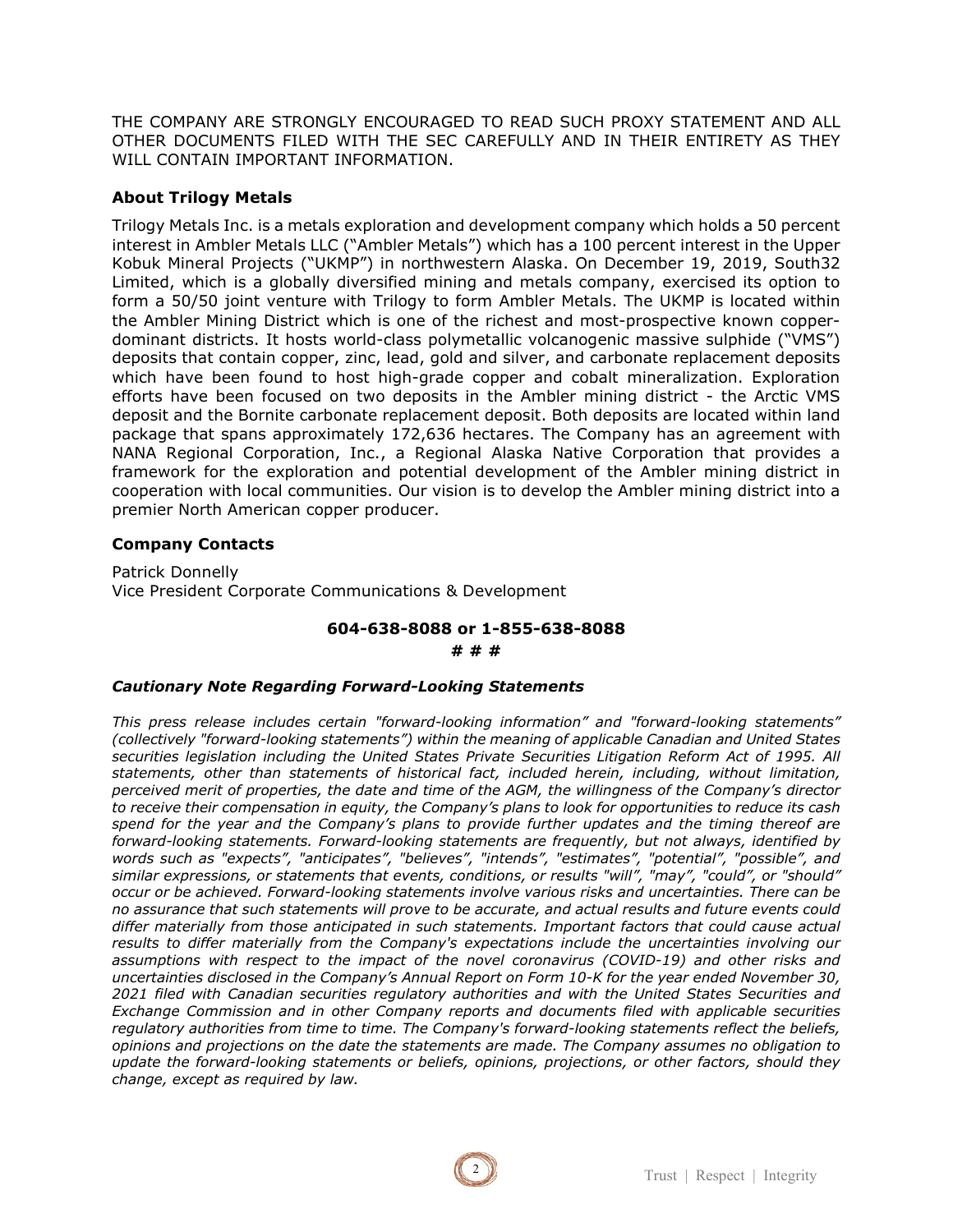THE COMPANY ARE STRONGLY ENCOURAGED TO READ SUCH PROXY STATEMENT AND ALL OTHER DOCUMENTS FILED WITH THE SEC CAREFULLY AND IN THEIR ENTIRETY AS THEY WILL CONTAIN IMPORTANT INFORMATION.

### About Trilogy Metals

Trilogy Metals Inc. is a metals exploration and development company which holds a 50 percent interest in Ambler Metals LLC ("Ambler Metals") which has a 100 percent interest in the Upper Kobuk Mineral Projects ("UKMP") in northwestern Alaska. On December 19, 2019, South32 Limited, which is a globally diversified mining and metals company, exercised its option to form a 50/50 joint venture with Trilogy to form Ambler Metals. The UKMP is located within the Ambler Mining District which is one of the richest and most-prospective known copper-dominant districts. It hosts world-class polymetallic volcanogenic massive sulphide ("VMS") deposits that contain copper, zinc, lead, gold and silver, and carbonate replacement deposits which have been found to host high-grade copper and cobalt mineralization. Exploration efforts have been focused on two deposits in the Ambler mining district - the Arctic VMS deposit and the Bornite carbonate replacement deposit. Both deposits are located within land package that spans approximately 172,636 hectares. The Company has an agreement with NANA Regional Corporation, Inc., a Regional Alaska Native Corporation that provides a framework for the exploration and potential development of the Ambler mining district in cooperation with local communities. Our vision is to develop the Ambler mining district into a premier North American copper producer.

### Company Contacts

Patrick Donnelly
Vice President Corporate Communications & Development

**604-638-8088 or 1-855-638-8088**

**# # #**

### *Cautionary Note Regarding Forward-Looking Statements*

*This press release includes certain "forward-looking information" and "forward-looking statements" (collectively "forward-looking statements") within the meaning of applicable Canadian and United States securities legislation including the United States Private Securities Litigation Reform Act of 1995. All statements, other than statements of historical fact, included herein, including, without limitation, perceived merit of properties, the date and time of the AGM, the willingness of the Company's director to receive their compensation in equity, the Company's plans to look for opportunities to reduce its cash spend for the year and the Company's plans to provide further updates and the timing thereof are forward-looking statements. Forward-looking statements are frequently, but not always, identified by words such as "expects", "anticipates", "believes", "intends", "estimates", "potential", "possible", and similar expressions, or statements that events, conditions, or results "will", "may", "could", or "should" occur or be achieved. Forward-looking statements involve various risks and uncertainties. There can be no assurance that such statements will prove to be accurate, and actual results and future events could differ materially from those anticipated in such statements. Important factors that could cause actual results to differ materially from the Company's expectations include the uncertainties involving our assumptions with respect to the impact of the novel coronavirus (COVID-19) and other risks and uncertainties disclosed in the Company's Annual Report on Form 10-K for the year ended November 30, 2021 filed with Canadian securities regulatory authorities and with the United States Securities and Exchange Commission and in other Company reports and documents filed with applicable securities regulatory authorities from time to time. The Company's forward-looking statements reflect the beliefs, opinions and projections on the date the statements are made. The Company assumes no obligation to update the forward-looking statements or beliefs, opinions, projections, or other factors, should they change, except as required by law.*